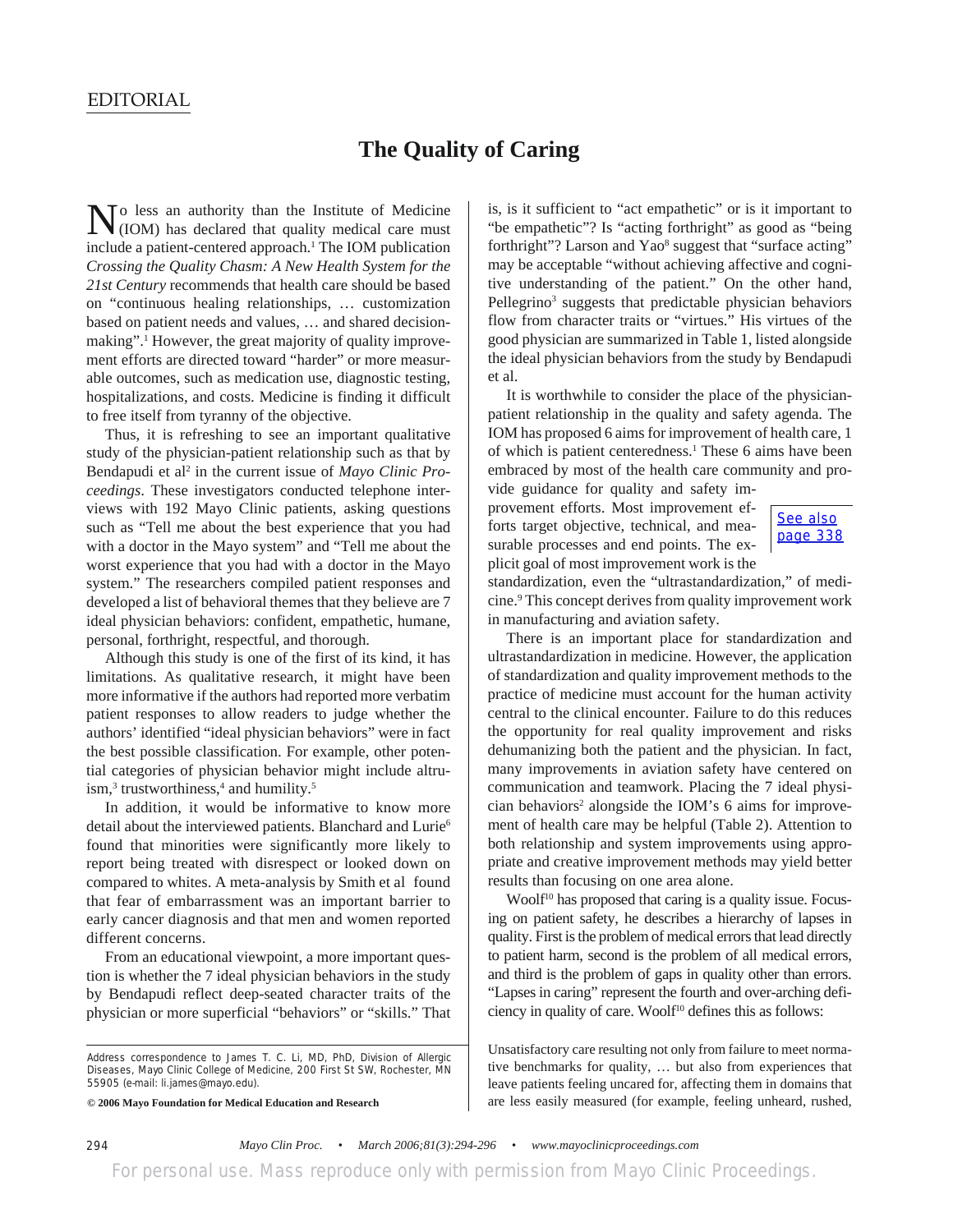EDITORIAL

# The Quality of Caring

No less an authority than the Institute of Medicine (IOM) has declared that quality medical care must include a patient-centered approach.[1] The IOM publication *Crossing the Quality Chasm: A New Health System for the 21st Century* recommends that health care should be based on "continuous healing relationships, … customization based on patient needs and values, … and shared decision-making".[1] However, the great majority of quality improvement efforts are directed toward "harder" or more measurable outcomes, such as medication use, diagnostic testing, hospitalizations, and costs. Medicine is finding it difficult to free itself from tyranny of the objective.

Thus, it is refreshing to see an important qualitative study of the physician-patient relationship such as that by Bendapudi et al[2] in the current issue of *Mayo Clinic Proceedings*. These investigators conducted telephone interviews with 192 Mayo Clinic patients, asking questions such as "Tell me about the best experience that you had with a doctor in the Mayo system" and "Tell me about the worst experience that you had with a doctor in the Mayo system." The researchers compiled patient responses and developed a list of behavioral themes that they believe are 7 ideal physician behaviors: confident, empathetic, humane, personal, forthright, respectful, and thorough.

Although this study is one of the first of its kind, it has limitations. As qualitative research, it might have been more informative if the authors had reported more verbatim patient responses to allow readers to judge whether the authors' identified "ideal physician behaviors" were in fact the best possible classification. For example, other potential categories of physician behavior might include altruism,[3] trustworthiness,[4] and humility.[5]

In addition, it would be informative to know more detail about the interviewed patients. Blanchard and Lurie[6] found that minorities were significantly more likely to report being treated with disrespect or looked down on compared to whites. A meta-analysis by Smith et al found that fear of embarrassment was an important barrier to early cancer diagnosis and that men and women reported different concerns.

From an educational viewpoint, a more important question is whether the 7 ideal physician behaviors in the study by Bendapudi reflect deep-seated character traits of the physician or more superficial "behaviors" or "skills." That is, is it sufficient to "act empathetic" or is it important to "be empathetic"? Is "acting forthright" as good as "being forthright"? Larson and Yao[8] suggest that "surface acting" may be acceptable "without achieving affective and cognitive understanding of the patient." On the other hand, Pellegrino[3] suggests that predictable physician behaviors flow from character traits or "virtues." His virtues of the good physician are summarized in Table 1, listed alongside the ideal physician behaviors from the study by Bendapudi et al.

It is worthwhile to consider the place of the physician-patient relationship in the quality and safety agenda. The IOM has proposed 6 aims for improvement of health care, 1 of which is patient centeredness.[1] These 6 aims have been embraced by most of the health care community and provide guidance for quality and safety improvement efforts. Most improvement efforts target objective, technical, and measurable processes and end points. The explicit goal of most improvement work is the standardization, even the "ultrastandardization," of medicine.[9] This concept derives from quality improvement work in manufacturing and aviation safety.

See also page 338

There is an important place for standardization and ultrastandardization in medicine. However, the application of standardization and quality improvement methods to the practice of medicine must account for the human activity central to the clinical encounter. Failure to do this reduces the opportunity for real quality improvement and risks dehumanizing both the patient and the physician. In fact, many improvements in aviation safety have centered on communication and teamwork. Placing the 7 ideal physician behaviors[2] alongside the IOM's 6 aims for improvement of health care may be helpful (Table 2). Attention to both relationship and system improvements using appropriate and creative improvement methods may yield better results than focusing on one area alone.

Woolf[10] has proposed that caring is a quality issue. Focusing on patient safety, he describes a hierarchy of lapses in quality. First is the problem of medical errors that lead directly to patient harm, second is the problem of all medical errors, and third is the problem of gaps in quality other than errors. "Lapses in caring" represent the fourth and over-arching deficiency in quality of care. Woolf[10] defines this as follows:

> Unsatisfactory care resulting not only from failure to meet normative benchmarks for quality, … but also from experiences that leave patients feeling uncared for, affecting them in domains that are less easily measured (for example, feeling unheard, rushed,

Address correspondence to James T. C. Li, MD, PhD, Division of Allergic Diseases, Mayo Clinic College of Medicine, 200 First St SW, Rochester, MN 55905 (e-mail: li.james@mayo.edu).

**© 2006 Mayo Foundation for Medical Education and Research**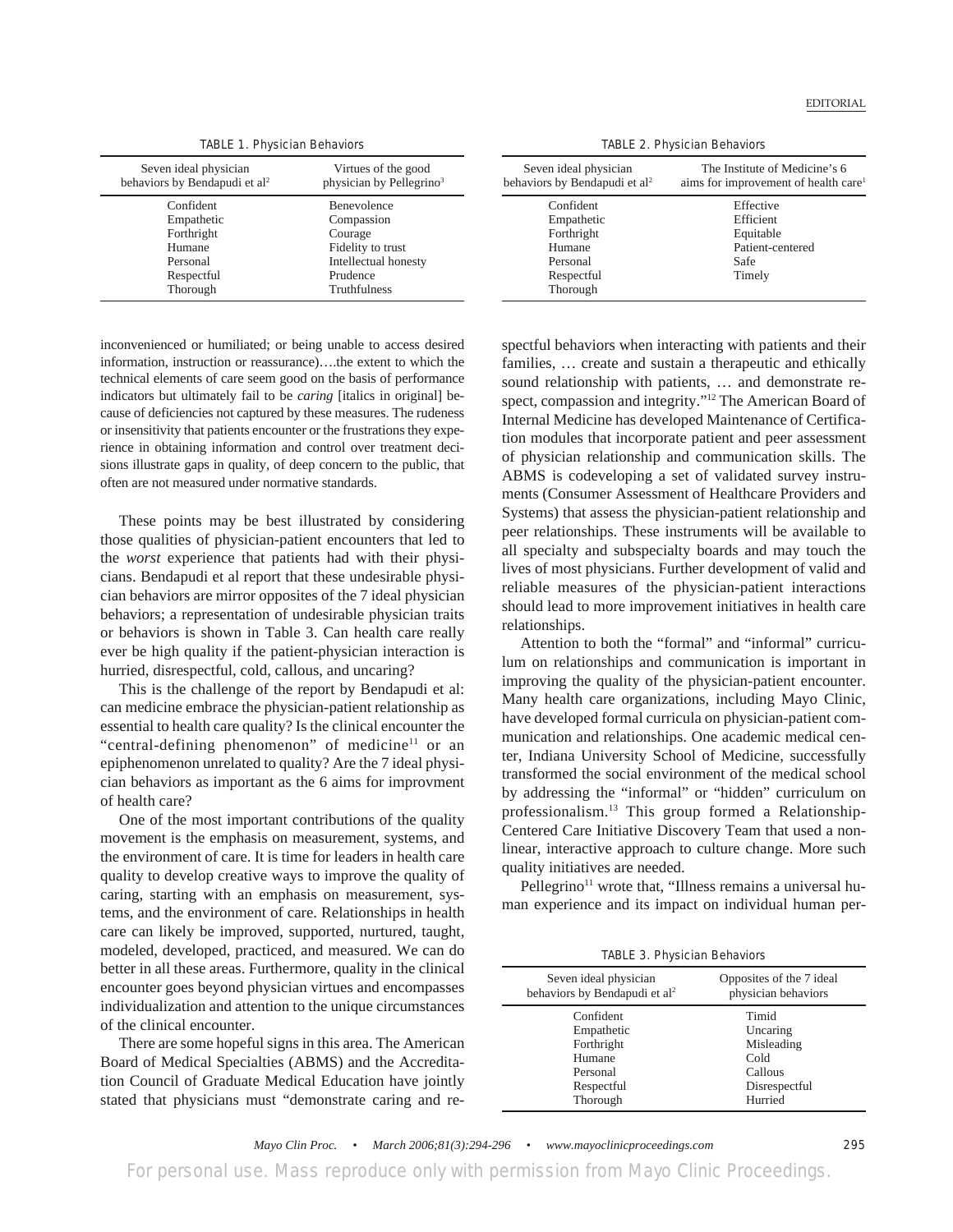TABLE 1. Physician Behaviors

| Seven ideal physician behaviors by Bendapudi et al[2] | Virtues of the good physician by Pellegrino[3] |
|---|---|
| Confident | Benevolence |
| Empathetic | Compassion |
| Forthright | Courage |
| Humane | Fidelity to trust |
| Personal | Intellectual honesty |
| Respectful | Prudence |
| Thorough | Truthfulness |

TABLE 2. Physician Behaviors

| Seven ideal physician behaviors by Bendapudi et al[2] | The Institute of Medicine's 6 aims for improvement of health care[1] |
|---|---|
| Confident | Effective |
| Empathetic | Efficient |
| Forthright | Equitable |
| Humane | Patient-centered |
| Personal | Safe |
| Respectful | Timely |
| Thorough | |

inconvenienced or humiliated; or being unable to access desired information, instruction or reassurance)….the extent to which the technical elements of care seem good on the basis of performance indicators but ultimately fail to be *caring* [italics in original] because of deficiencies not captured by these measures. The rudeness or insensitivity that patients encounter or the frustrations they experience in obtaining information and control over treatment decisions illustrate gaps in quality, of deep concern to the public, that often are not measured under normative standards.

These points may be best illustrated by considering those qualities of physician-patient encounters that led to the *worst* experience that patients had with their physicians. Bendapudi et al report that these undesirable physician behaviors are mirror opposites of the 7 ideal physician behaviors; a representation of undesirable physician traits or behaviors is shown in Table 3. Can health care really ever be high quality if the patient-physician interaction is hurried, disrespectful, cold, callous, and uncaring?

This is the challenge of the report by Bendapudi et al: can medicine embrace the physician-patient relationship as essential to health care quality? Is the clinical encounter the "central-defining phenomenon" of medicine[11] or an epiphenomenon unrelated to quality? Are the 7 ideal physician behaviors as important as the 6 aims for improvment of health care?

One of the most important contributions of the quality movement is the emphasis on measurement, systems, and the environment of care. It is time for leaders in health care quality to develop creative ways to improve the quality of caring, starting with an emphasis on measurement, systems, and the environment of care. Relationships in health care can likely be improved, supported, nurtured, taught, modeled, developed, practiced, and measured. We can do better in all these areas. Furthermore, quality in the clinical encounter goes beyond physician virtues and encompasses individualization and attention to the unique circumstances of the clinical encounter.

There are some hopeful signs in this area. The American Board of Medical Specialties (ABMS) and the Accreditation Council of Graduate Medical Education have jointly stated that physicians must "demonstrate caring and respectful behaviors when interacting with patients and their families, … create and sustain a therapeutic and ethically sound relationship with patients, … and demonstrate respect, compassion and integrity."[12] The American Board of Internal Medicine has developed Maintenance of Certification modules that incorporate patient and peer assessment of physician relationship and communication skills. The ABMS is codeveloping a set of validated survey instruments (Consumer Assessment of Healthcare Providers and Systems) that assess the physician-patient relationship and peer relationships. These instruments will be available to all specialty and subspecialty boards and may touch the lives of most physicians. Further development of valid and reliable measures of the physician-patient interactions should lead to more improvement initiatives in health care relationships.

Attention to both the "formal" and "informal" curriculum on relationships and communication is important in improving the quality of the physician-patient encounter. Many health care organizations, including Mayo Clinic, have developed formal curricula on physician-patient communication and relationships. One academic medical center, Indiana University School of Medicine, successfully transformed the social environment of the medical school by addressing the "informal" or "hidden" curriculum on professionalism.[13] This group formed a Relationship-Centered Care Initiative Discovery Team that used a nonlinear, interactive approach to culture change. More such quality initiatives are needed.

Pellegrino[11] wrote that, "Illness remains a universal human experience and its impact on individual human per-

TABLE 3. Physician Behaviors

| Seven ideal physician behaviors by Bendapudi et al[2] | Opposites of the 7 ideal physician behaviors |
|---|---|
| Confident | Timid |
| Empathetic | Uncaring |
| Forthright | Misleading |
| Humane | Cold |
| Personal | Callous |
| Respectful | Disrespectful |
| Thorough | Hurried |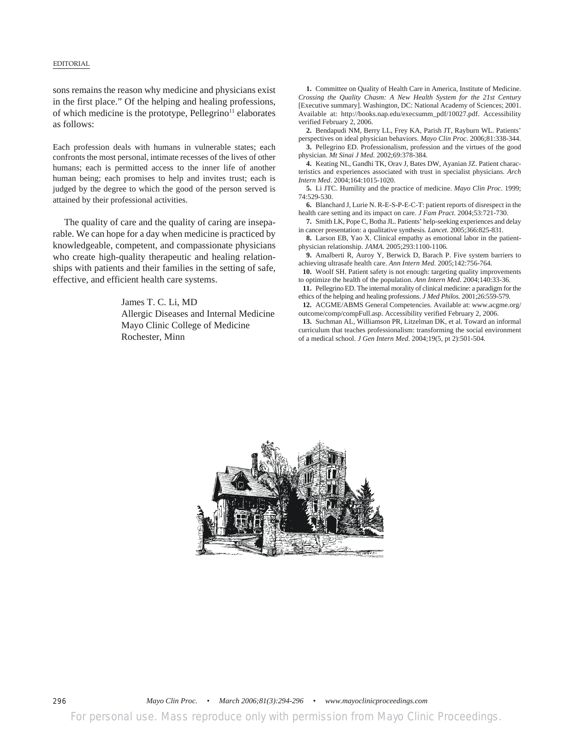sons remains the reason why medicine and physicians exist in the first place." Of the helping and healing professions, of which medicine is the prototype, Pellegrino[11] elaborates as follows:

> Each profession deals with humans in vulnerable states; each confronts the most personal, intimate recesses of the lives of other humans; each is permitted access to the inner life of another human being; each promises to help and invites trust; each is judged by the degree to which the good of the person served is attained by their professional activities.

The quality of care and the quality of caring are inseparable. We can hope for a day when medicine is practiced by knowledgeable, competent, and compassionate physicians who create high-quality therapeutic and healing relationships with patients and their families in the setting of safe, effective, and efficient health care systems.

James T. C. Li, MD
Allergic Diseases and Internal Medicine
Mayo Clinic College of Medicine
Rochester, Minn

1. Committee on Quality of Health Care in America, Institute of Medicine. *Crossing the Quality Chasm: A New Health System for the 21st Century* [Executive summary]. Washington, DC: National Academy of Sciences; 2001. Available at: http://books.nap.edu/execsumm_pdf/10027.pdf. Accessibility verified February 2, 2006.
2. Bendapudi NM, Berry LL, Frey KA, Parish JT, Rayburn WL. Patients' perspectives on ideal physician behaviors. *Mayo Clin Proc*. 2006;81:338-344.
3. Pellegrino ED. Professionalism, profession and the virtues of the good physician. *Mt Sinai J Med*. 2002;69:378-384.
4. Keating NL, Gandhi TK, Orav J, Bates DW, Ayanian JZ. Patient characteristics and experiences associated with trust in specialist physicians. *Arch Intern Med*. 2004;164:1015-1020.
5. Li JTC. Humility and the practice of medicine. *Mayo Clin Proc*. 1999; 74:529-530.
6. Blanchard J, Lurie N. R-E-S-P-E-C-T: patient reports of disrespect in the health care setting and its impact on care. *J Fam Pract*. 2004;53:721-730.
7. Smith LK, Pope C, Botha JL. Patients' help-seeking experiences and delay in cancer presentation: a qualitative synthesis. *Lancet*. 2005;366:825-831.
8. Larson EB, Yao X. Clinical empathy as emotional labor in the patient-physician relationship. *JAMA*. 2005;293:1100-1106.
9. Amalberti R, Auroy Y, Berwick D, Barach P. Five system barriers to achieving ultrasafe health care. *Ann Intern Med*. 2005;142:756-764.
10. Woolf SH. Patient safety is not enough: targeting quality improvements to optimize the health of the population. *Ann Intern Med*. 2004;140:33-36.
11. Pellegrino ED. The internal morality of clinical medicine: a paradigm for the ethics of the helping and healing professions. *J Med Philos*. 2001;26:559-579.
12. ACGME/ABMS General Competencies. Available at: www.acgme.org/outcome/comp/compFull.asp. Accessibility verified February 2, 2006.
13. Suchman AL, Williamson PR, Litzelman DK, et al. Toward an informal curriculum that teaches professionalism: transforming the social environment of a medical school. *J Gen Intern Med*. 2004;19(5, pt 2):501-504.

For personal use. Mass reproduce only with permission from Mayo Clinic Proceedings.